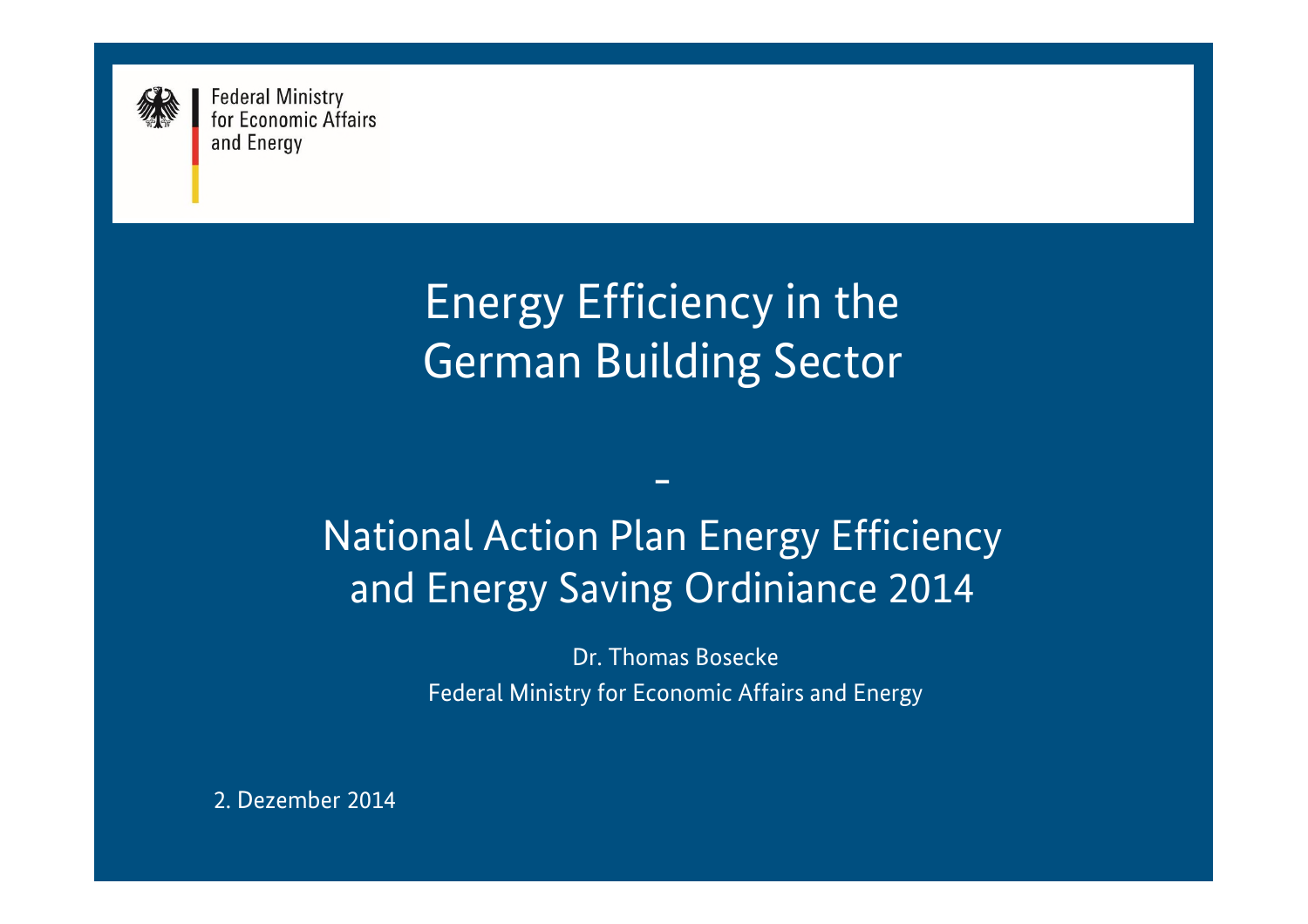Federal Ministry
for Economic Affairs
and Energy

# Energy Efficiency in the German Building Sector

-

## National Action Plan Energy Efficiency and Energy Saving Ordiniance 2014

Dr. Thomas Bosecke

Federal Ministry for Economic Affairs and Energy

2. Dezember 2014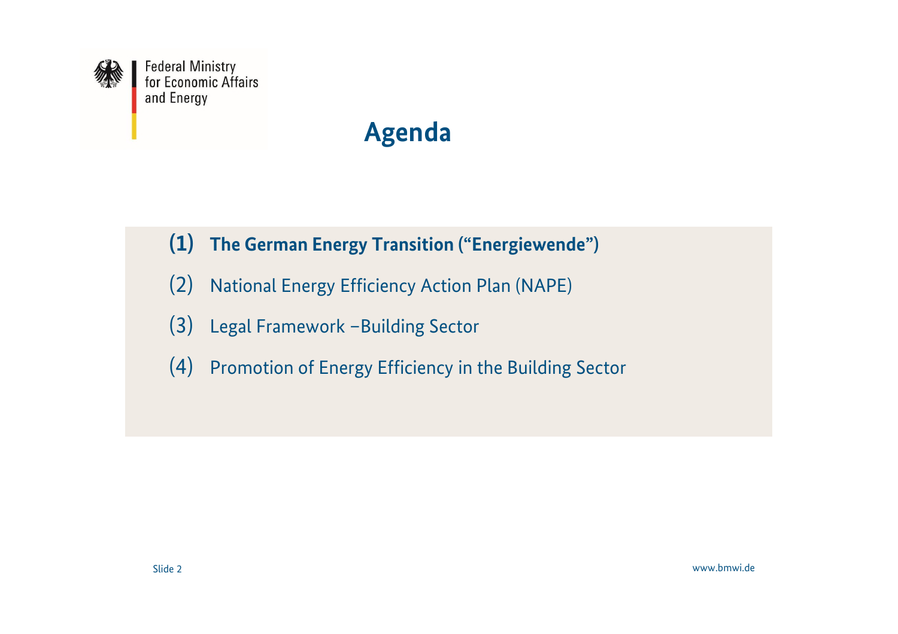# Agenda

(1) **The German Energy Transition ("Energiewende")**

(2) National Energy Efficiency Action Plan (NAPE)

(3) Legal Framework –Building Sector

(4) Promotion of Energy Efficiency in the Building Sector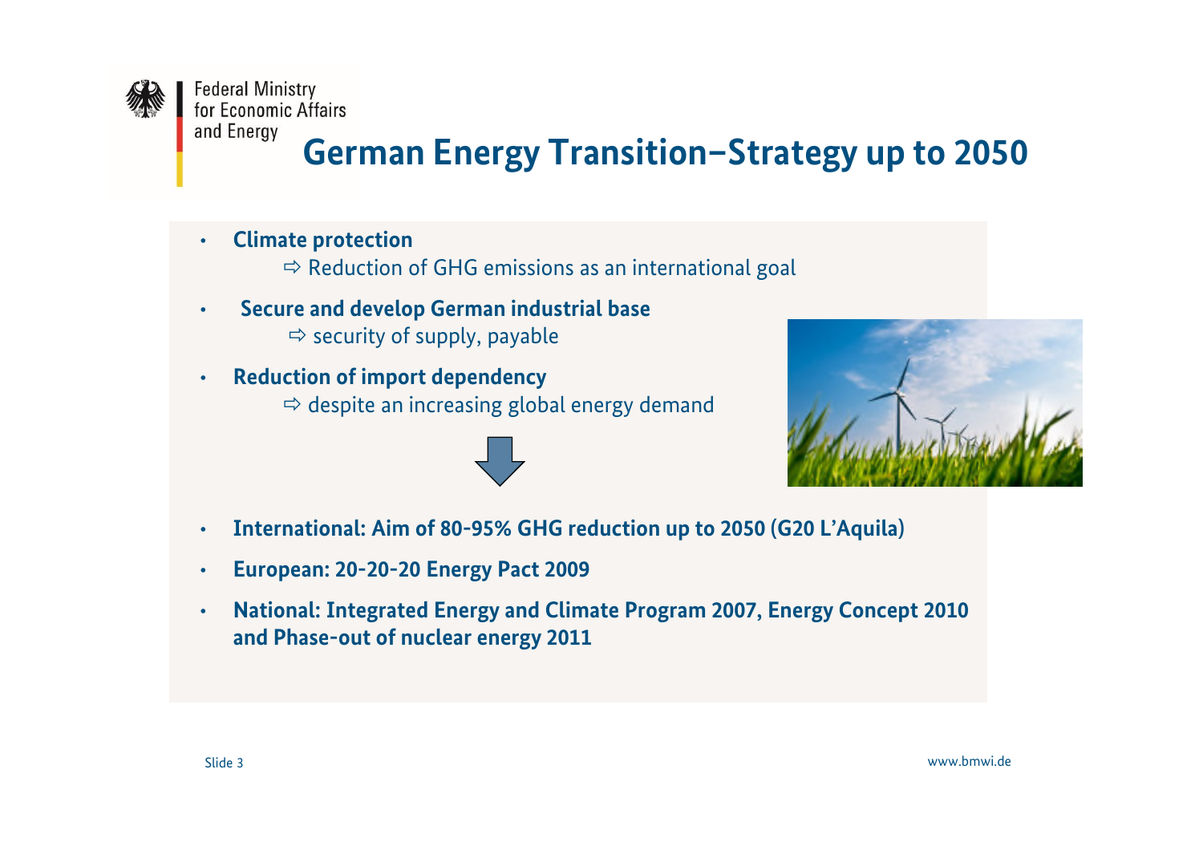# German Energy Transition–Strategy up to 2050

- **Climate protection**
  ⇨ Reduction of GHG emissions as an international goal
- **Secure and develop German industrial base**
  ⇨ security of supply, payable
- **Reduction of import dependency**
  ⇨ despite an increasing global energy demand

- **International: Aim of 80-95% GHG reduction up to 2050 (G20 L'Aquila)**
- **European: 20-20-20 Energy Pact 2009**
- **National: Integrated Energy and Climate Program 2007, Energy Concept 2010 and Phase-out of nuclear energy 2011**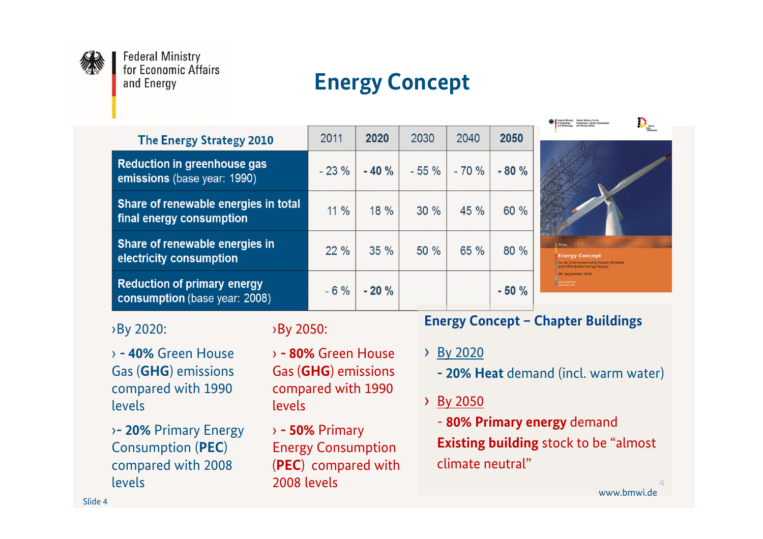Federal Ministry for Economic Affairs and Energy

# Energy Concept

| The Energy Strategy 2010 | 2011 | **2020** | 2030 | 2040 | **2050** |
|---|---|---|---|---|---|
| **Reduction in greenhouse gas emissions** (base year: 1990) | - 23 % | **- 40 %** | - 55 % | - 70 % | **- 80 %** |
| **Share of renewable energies in total final energy consumption** | 11 % | 18 % | 30 % | 45 % | 60 % |
| **Share of renewable energies in electricity consumption** | 22 % | 35 % | 50 % | 65 % | 80 % |
| **Reduction of primary energy consumption** (base year: 2008) | - 6 % | **- 20 %** | | | **- 50 %** |

›By 2020:

› **- 40%** Green House Gas (**GHG**) emissions compared with 1990 levels

›**- 20%** Primary Energy Consumption (**PEC**) compared with 2008 levels

›By 2050:

› **- 80%** Green House Gas (**GHG**) emissions compared with 1990 levels

› **- 50%** Primary Energy Consumption (**PEC**) compared with 2008 levels

## Energy Concept – Chapter Buildings

› By 2020
  **- 20% Heat** demand (incl. warm water)

› By 2050
  - **80% Primary energy** demand
  **Existing building** stock to be "almost climate neutral"

www.bmwi.de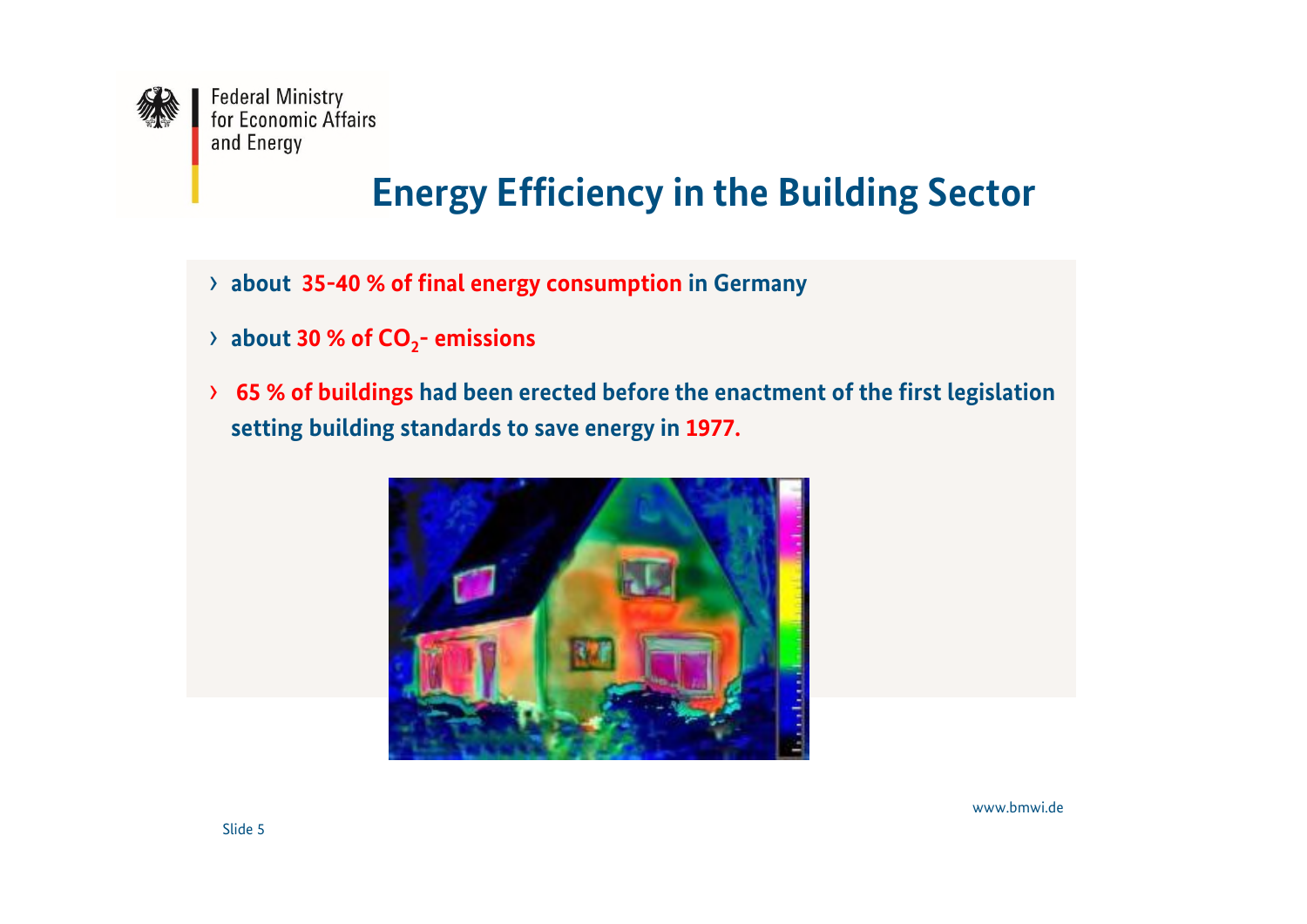Federal Ministry for Economic Affairs and Energy

# Energy Efficiency in the Building Sector

- about 35-40 % of final energy consumption in Germany
- about 30 % of $CO_2$- emissions
- 65 % of buildings had been erected before the enactment of the first legislation setting building standards to save energy in 1977.

www.bmwi.de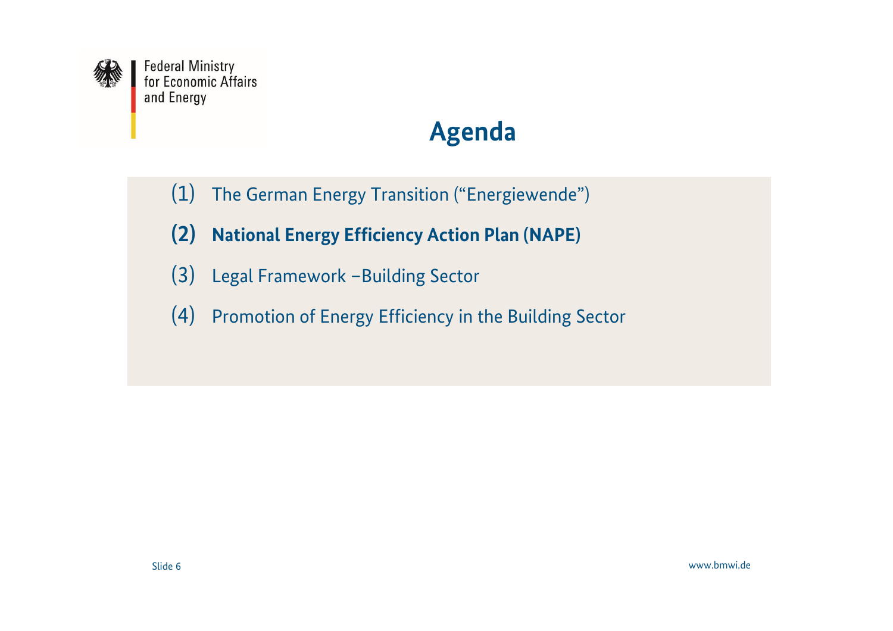Federal Ministry for Economic Affairs and Energy

# Agenda

(1) The German Energy Transition ("Energiewende")

**(2) National Energy Efficiency Action Plan (NAPE)**

(3) Legal Framework –Building Sector

(4) Promotion of Energy Efficiency in the Building Sector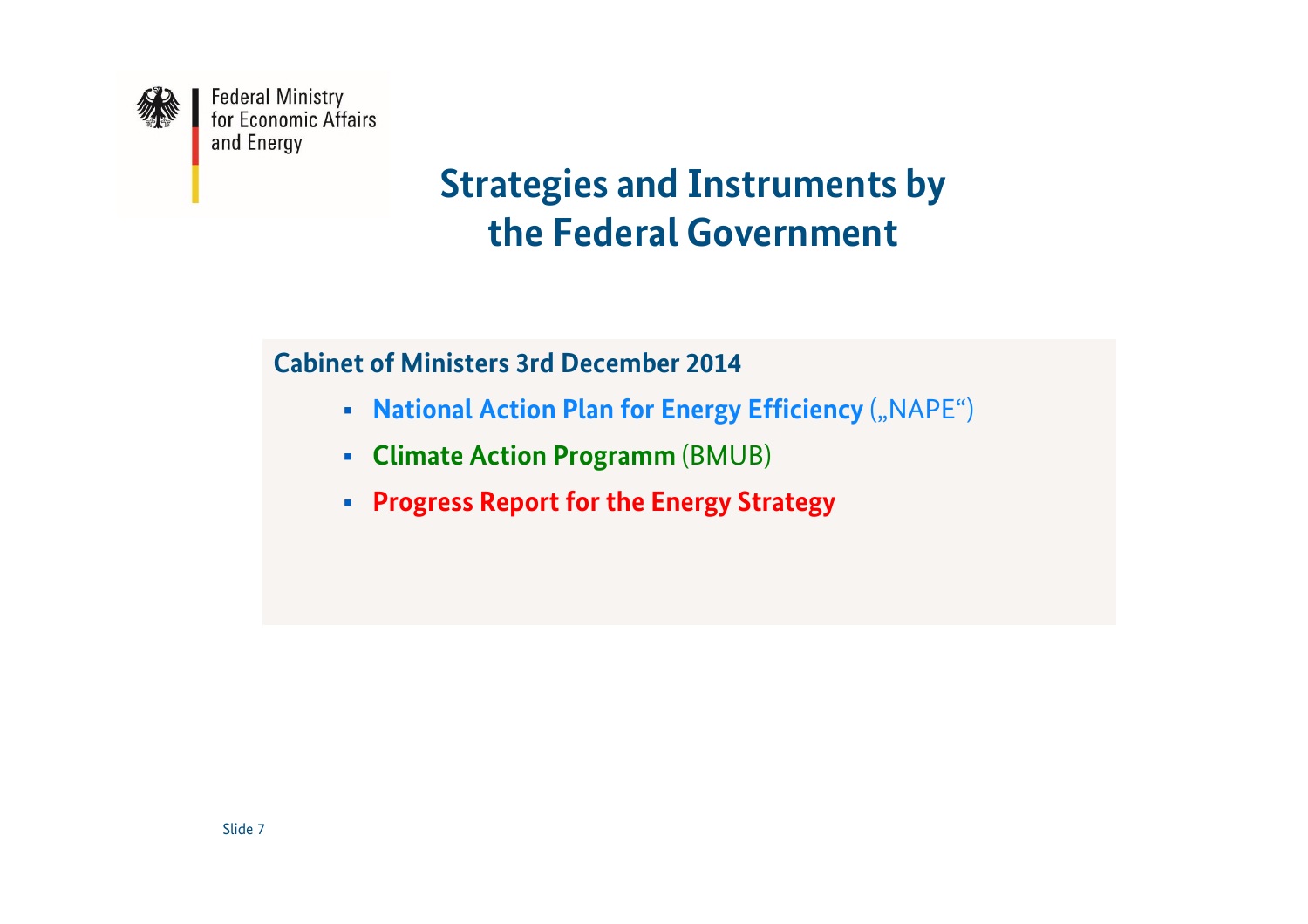Federal Ministry for Economic Affairs and Energy

# Strategies and Instruments by the Federal Government

**Cabinet of Ministers 3rd December 2014**

- **National Action Plan for Energy Efficiency** („NAPE“)
- **Climate Action Programm** (BMUB)
- **Progress Report for the Energy Strategy**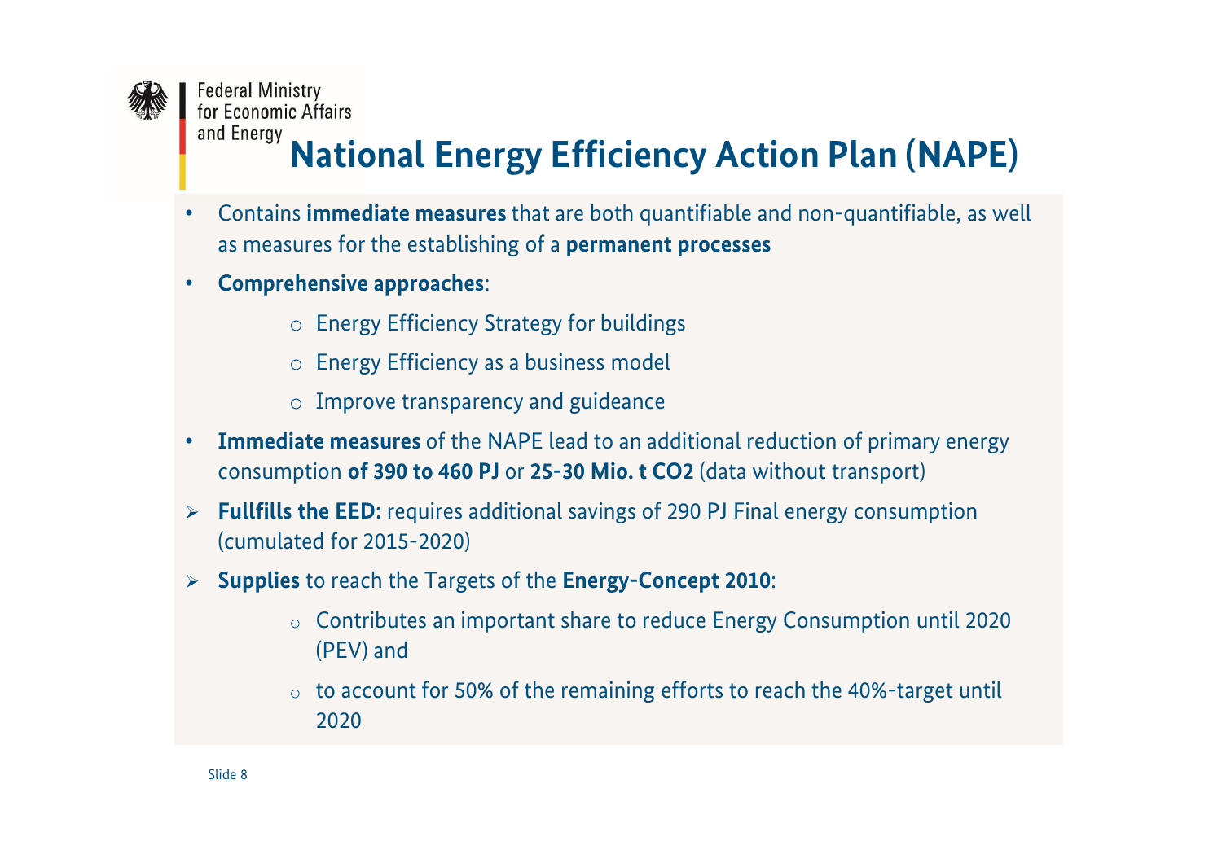Federal Ministry
for Economic Affairs
and Energy

# National Energy Efficiency Action Plan (NAPE)

- Contains **immediate measures** that are both quantifiable and non-quantifiable, as well as measures for the establishing of a **permanent processes**
- **Comprehensive approaches**:
  - Energy Efficiency Strategy for buildings
  - Energy Efficiency as a business model
  - Improve transparency and guideance
- **Immediate measures** of the NAPE lead to an additional reduction of primary energy consumption **of 390 to 460 PJ** or **25-30 Mio. t CO2** (data without transport)

- **Fullfills the EED:** requires additional savings of 290 PJ Final energy consumption (cumulated for 2015-2020)
- **Supplies** to reach the Targets of the **Energy-Concept 2010**:
  - Contributes an important share to reduce Energy Consumption until 2020 (PEV) and
  - to account for 50% of the remaining efforts to reach the 40%-target until 2020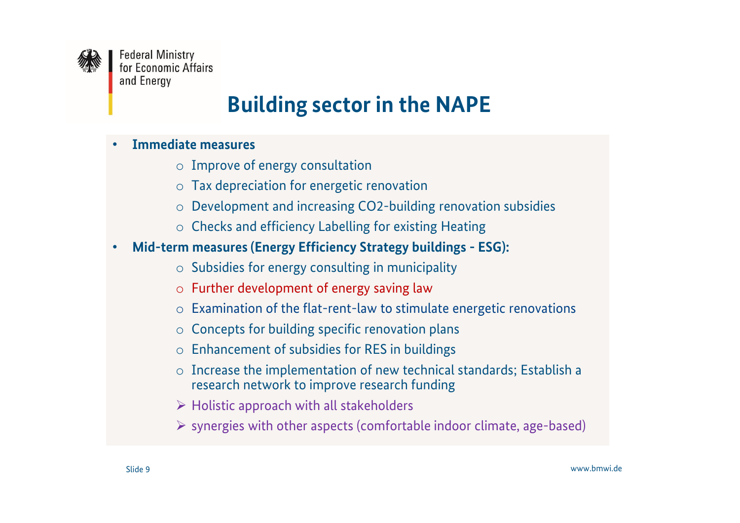Federal Ministry for Economic Affairs and Energy

# Building sector in the NAPE

- **Immediate measures**
  - Improve of energy consultation
  - Tax depreciation for energetic renovation
  - Development and increasing CO2-building renovation subsidies
  - Checks and efficiency Labelling for existing Heating
- **Mid-term measures (Energy Efficiency Strategy buildings - ESG):**
  - Subsidies for energy consulting in municipality
  - Further development of energy saving law
  - Examination of the flat-rent-law to stimulate energetic renovations
  - Concepts for building specific renovation plans
  - Enhancement of subsidies for RES in buildings
  - Increase the implementation of new technical standards; Establish a research network to improve research funding
  - ➢ Holistic approach with all stakeholders
  - ➢ synergies with other aspects (comfortable indoor climate, age-based)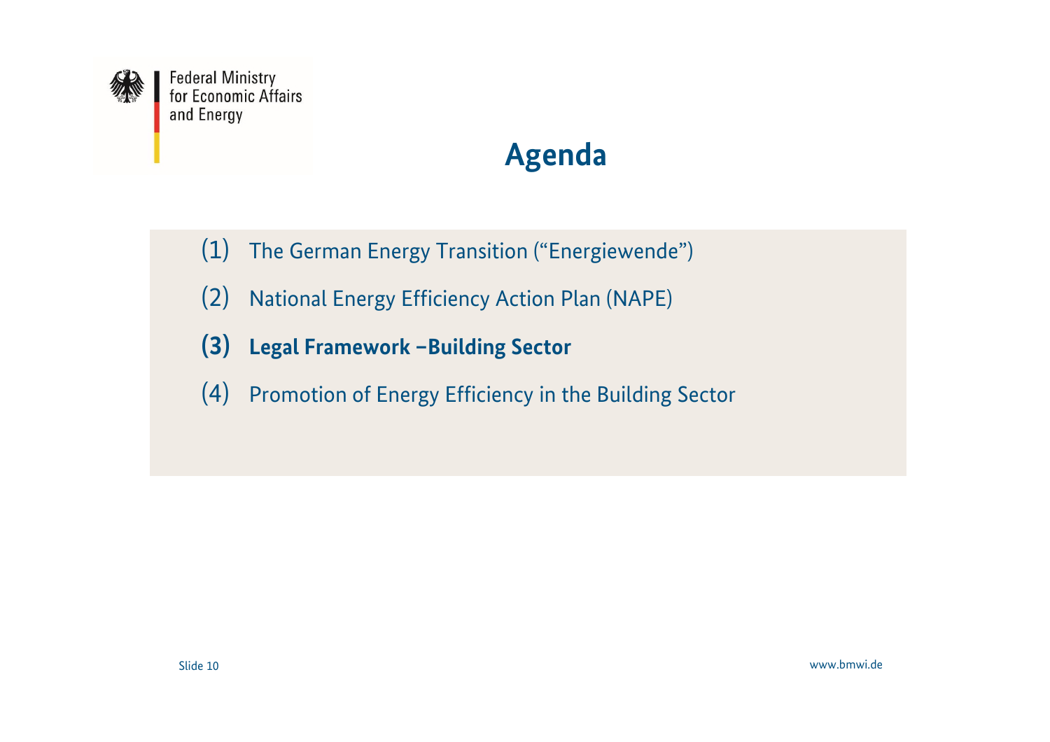Federal Ministry for Economic Affairs and Energy

# Agenda

(1) The German Energy Transition ("Energiewende")

(2) National Energy Efficiency Action Plan (NAPE)

**(3) Legal Framework –Building Sector**

(4) Promotion of Energy Efficiency in the Building Sector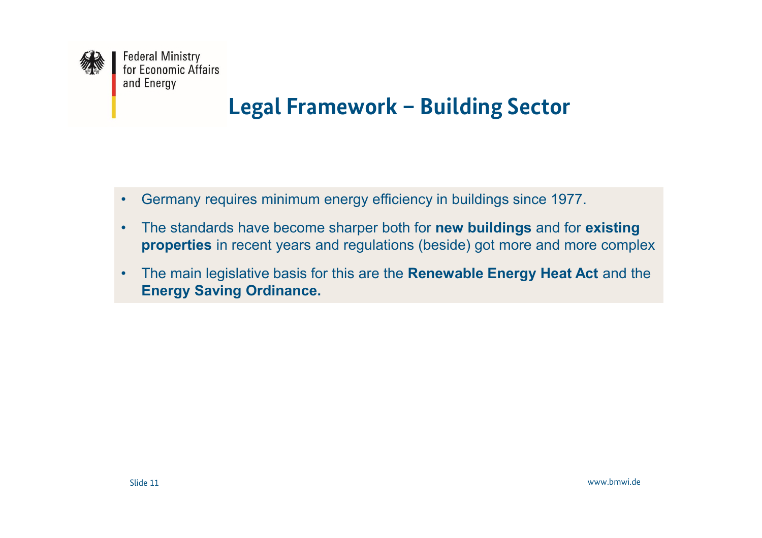# Legal Framework – Building Sector

- Germany requires minimum energy efficiency in buildings since 1977.
- The standards have become sharper both for **new buildings** and for **existing properties** in recent years and regulations (beside) got more and more complex
- The main legislative basis for this are the **Renewable Energy Heat Act** and the **Energy Saving Ordinance.**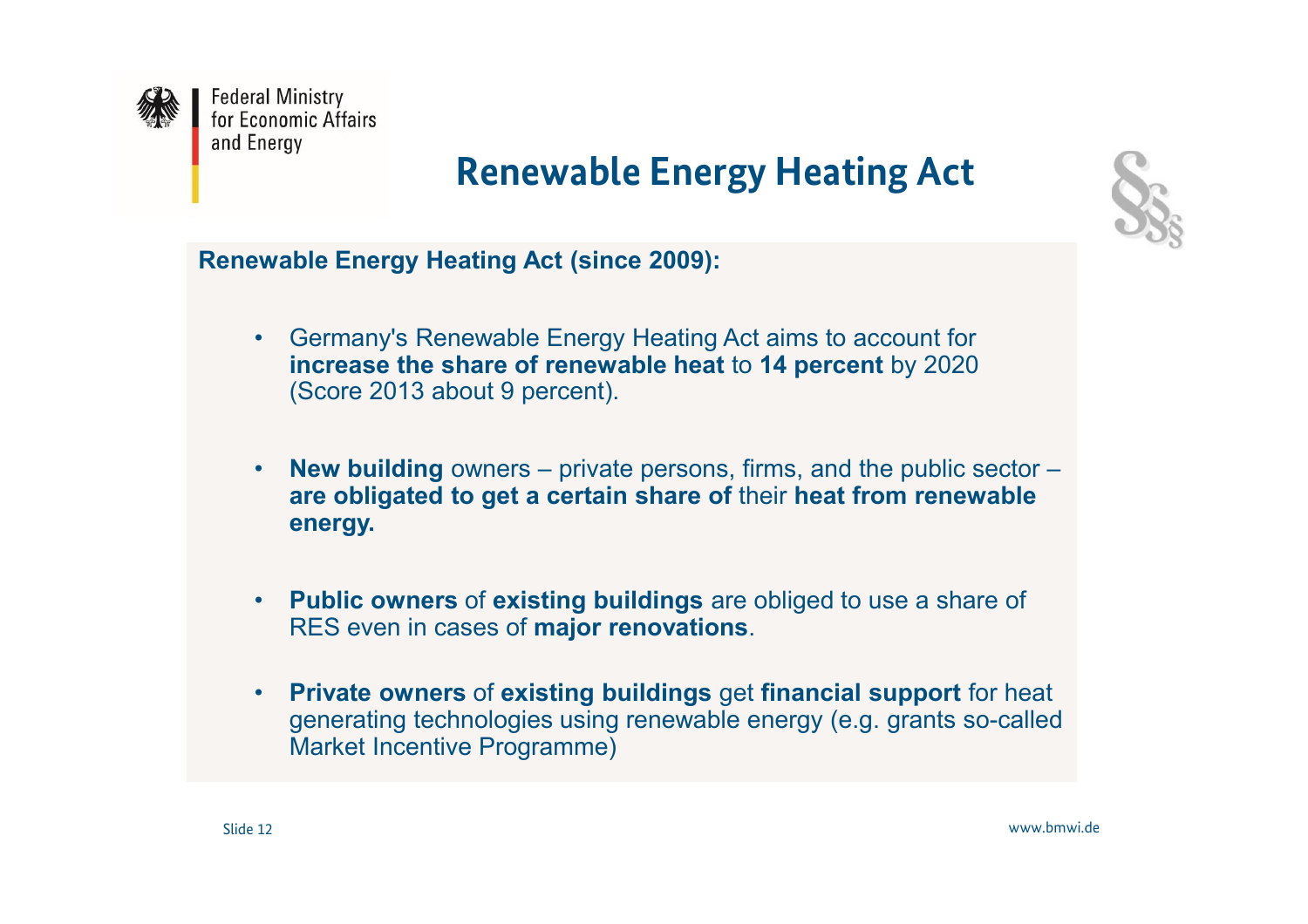# Renewable Energy Heating Act

**Renewable Energy Heating Act (since 2009):**

- Germany's Renewable Energy Heating Act aims to account for **increase the share of renewable heat** to **14 percent** by 2020 (Score 2013 about 9 percent).
- **New building** owners – private persons, firms, and the public sector – **are obligated to get a certain share of** their **heat from renewable energy.**
- **Public owners** of **existing buildings** are obliged to use a share of RES even in cases of **major renovations**.
- **Private owners** of **existing buildings** get **financial support** for heat generating technologies using renewable energy (e.g. grants so-called Market Incentive Programme)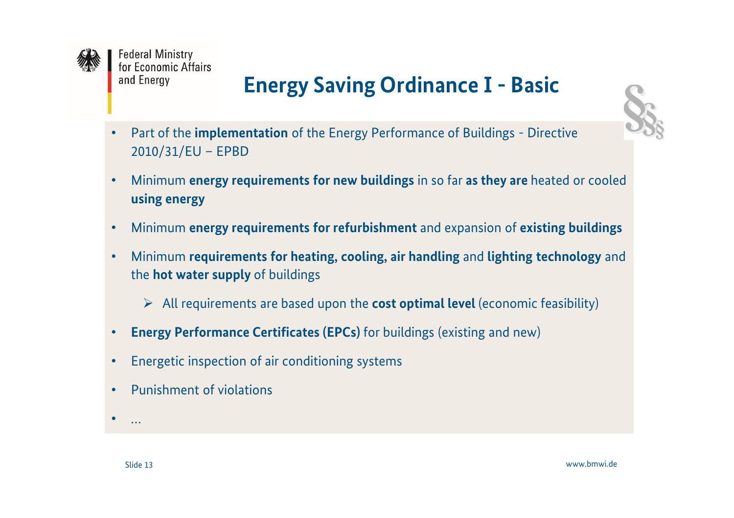# Energy Saving Ordinance I - Basic

- Part of the **implementation** of the Energy Performance of Buildings - Directive 2010/31/EU – EPBD
- Minimum **energy requirements for new buildings** in so far **as they are** heated or cooled **using energy**
- Minimum **energy requirements for refurbishment** and expansion of **existing buildings**
- Minimum **requirements for heating, cooling, air handling** and **lighting technology** and the **hot water supply** of buildings
  - All requirements are based upon the **cost optimal level** (economic feasibility)
- **Energy Performance Certificates (EPCs)** for buildings (existing and new)
- Energetic inspection of air conditioning systems
- Punishment of violations
- …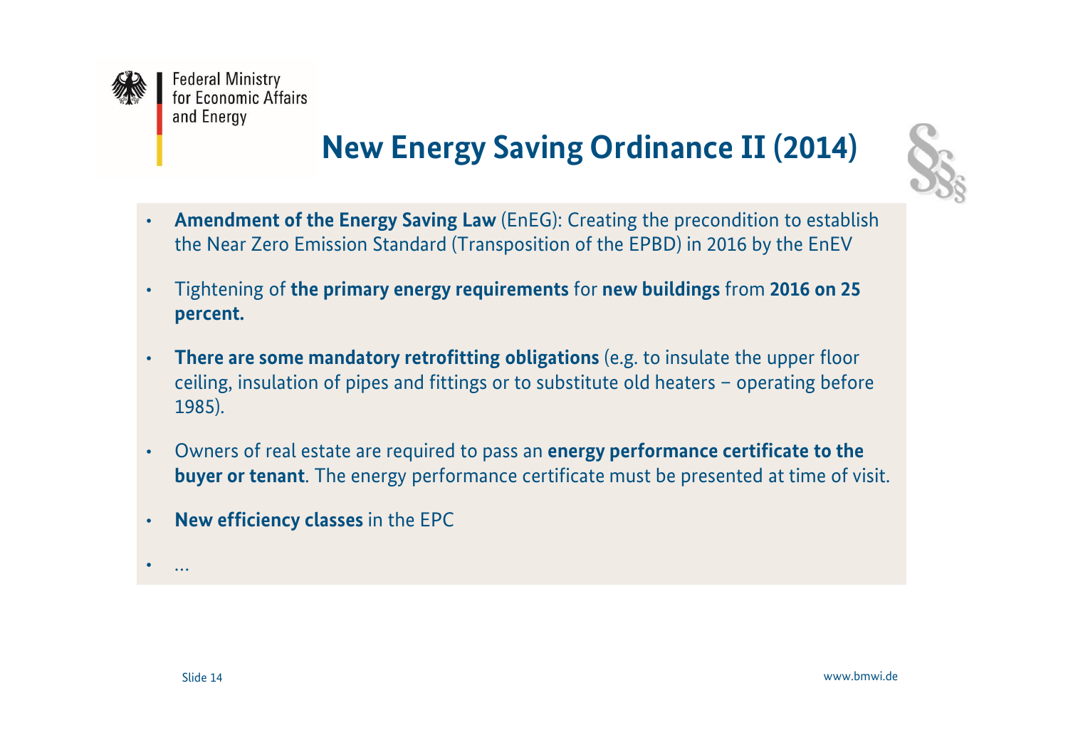# New Energy Saving Ordinance II (2014)

- **Amendment of the Energy Saving Law** (EnEG): Creating the precondition to establish the Near Zero Emission Standard (Transposition of the EPBD) in 2016 by the EnEV
- Tightening of **the primary energy requirements** for **new buildings** from **2016 on 25 percent.**
- **There are some mandatory retrofitting obligations** (e.g. to insulate the upper floor ceiling, insulation of pipes and fittings or to substitute old heaters – operating before 1985).
- Owners of real estate are required to pass an **energy performance certificate to the buyer or tenant**. The energy performance certificate must be presented at time of visit.
- **New efficiency classes** in the EPC
- …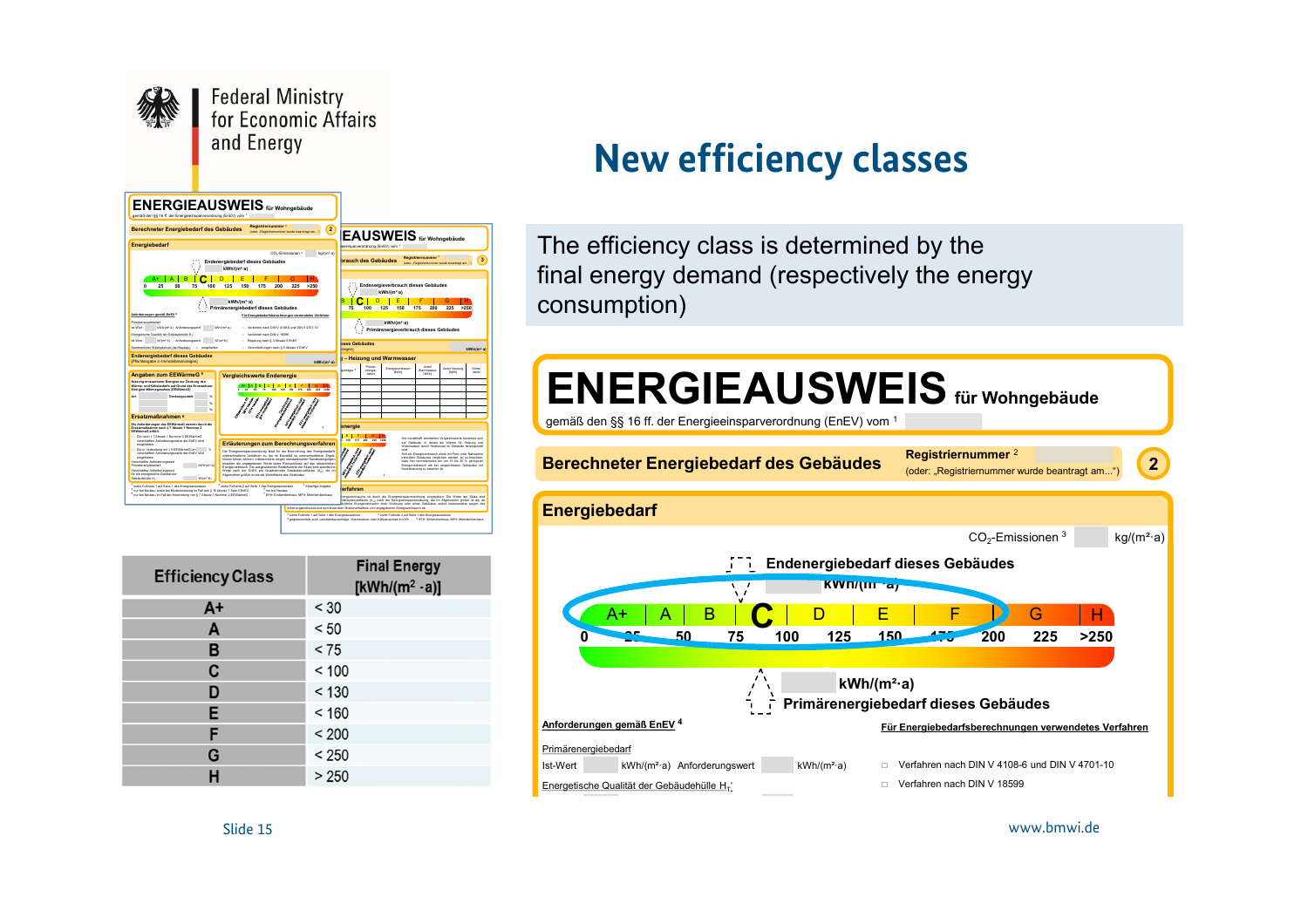Federal Ministry for Economic Affairs and Energy

# New efficiency classes

The efficiency class is determined by the final energy demand (respectively the energy consumption)

| Efficiency Class | Final Energy [kWh/(m² ·a)] |
|---|---|
| A+ | < 30 |
| A | < 50 |
| B | < 75 |
| C | < 100 |
| D | < 130 |
| E | < 160 |
| F | < 200 |
| G | < 250 |
| H | > 250 |

**ENERGIEAUSWEIS** für Wohngebäude

gemäß den §§ 16 ff. der Energieeinsparverordnung (EnEV) vom [1]

**Berechneter Energiebedarf des Gebäudes**

Registriernummer [2]
(oder: „Registriernummer wurde beantragt am...")

**Energiebedarf**

$CO_2$-Emissionen [3] kg/(m²·a)

Endenergiebedarf dieses Gebäudes
kWh/(m²·a)

A+ | A | B | C | D | E | F | G | H

0 | 25 | 50 | 75 | 100 | 125 | 150 | 175 | 200 | 225 | >250

kWh/(m²·a)
Primärenergiebedarf dieses Gebäudes

Anforderungen gemäß EnEV [4]

Primärenergiebedarf

Ist-Wert kWh/(m²·a) Anforderungswert kWh/(m²·a)

Energetische Qualität der Gebäudehülle $H_T'$

Für Energiebedarfsberechnungen verwendetes Verfahren

□ Verfahren nach DIN V 4108-6 und DIN V 4701-10

□ Verfahren nach DIN V 18599

www.bmwi.de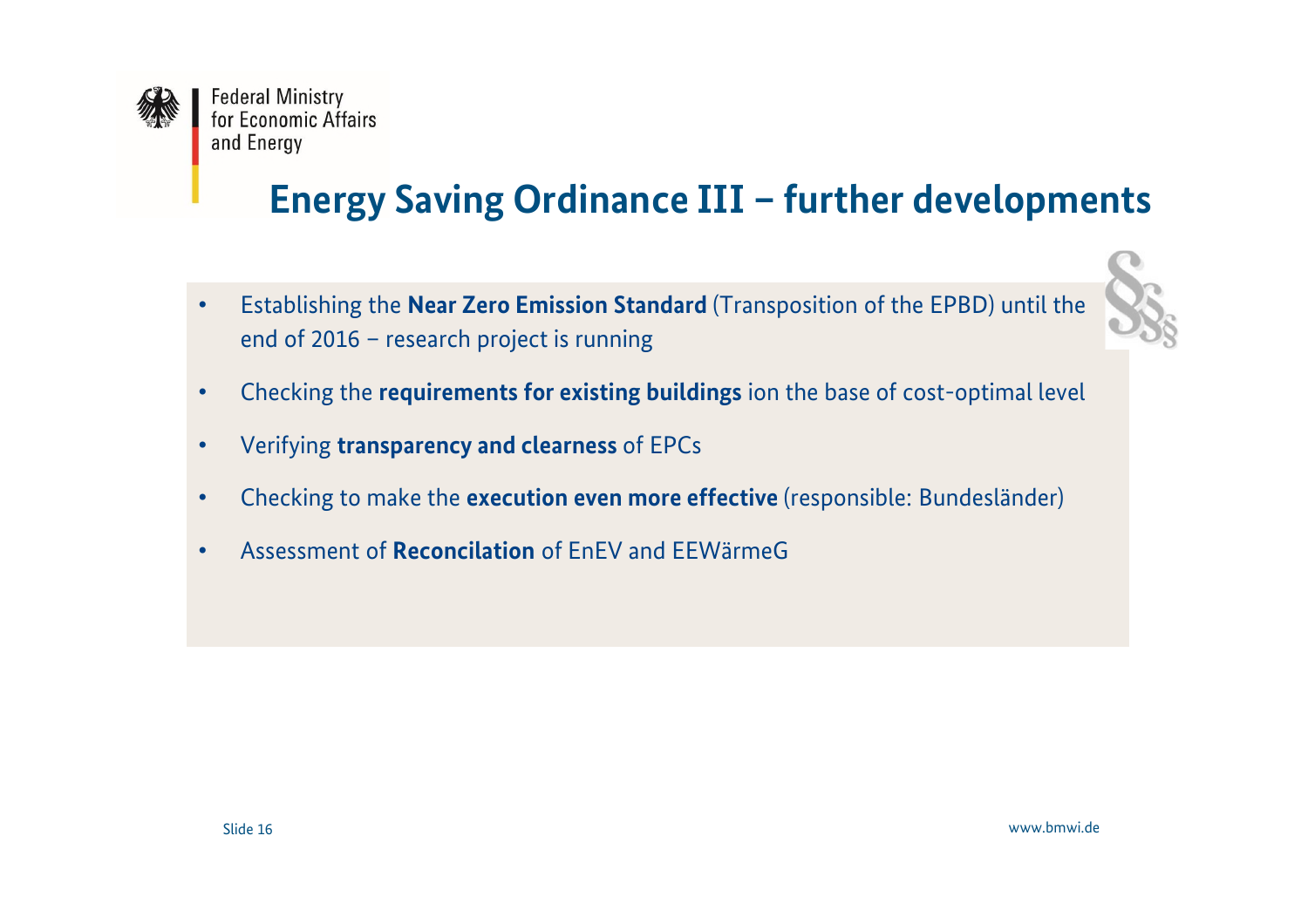# Energy Saving Ordinance III – further developments

- Establishing the **Near Zero Emission Standard** (Transposition of the EPBD) until the end of 2016 – research project is running
- Checking the **requirements for existing buildings** ion the base of cost-optimal level
- Verifying **transparency and clearness** of EPCs
- Checking to make the **execution even more effective** (responsible: Bundesländer)
- Assessment of **Reconcilation** of EnEV and EEWärmeG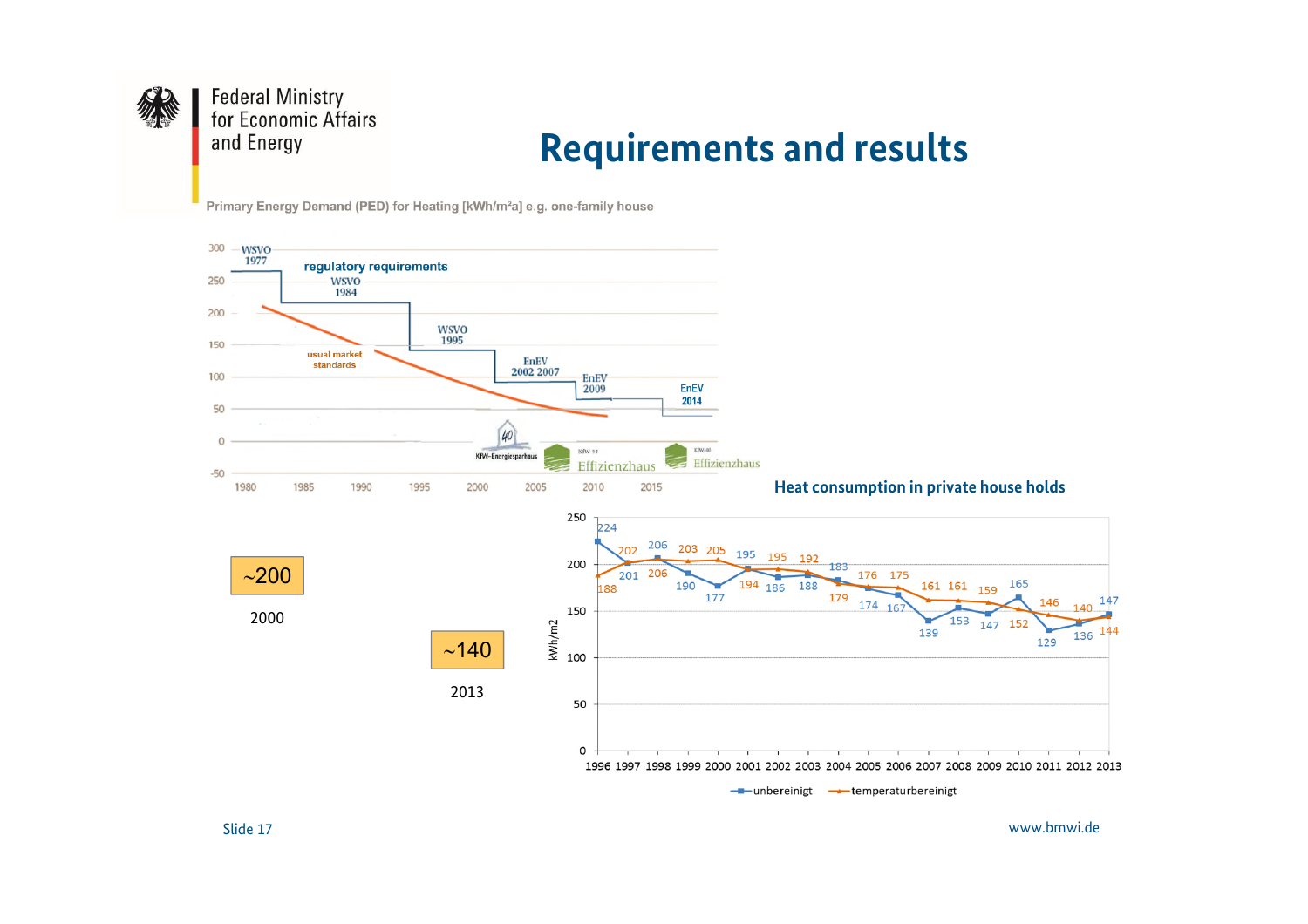# Requirements and results

Primary Energy Demand (PED) for Heating [kWh/m²a] e.g. one-family house

regulatory requirements

WSVO 1977 · WSVO 1984 · WSVO 1995 · EnEV 2002 2007 · EnEV 2009 · EnEV 2014

usual market standards

KfW-Energiesparhaus 40 · KfW-55 Effizienzhaus · KfW-40 Effizienzhaus

**Heat consumption in private house holds**

| Year | unbereinigt (kWh/m2) | temperaturbereinigt (kWh/m2) |
|---|---|---|
| 1996 | 224 | 188 |
| 1997 | 201 | 202 |
| 1998 | 206 | 206 |
| 1999 | 190 | 203 |
| 2000 | 177 | 205 |
| 2001 | 195 | 194 |
| 2002 | 186 | 195 |
| 2003 | 188 | 192 |
| 2004 | 183 | 179 |
| 2005 | 174 | 176 |
| 2006 | 167 | 175 |
| 2007 | 139 | 161 |
| 2008 | 153 | 161 |
| 2009 | 147 | 159 |
| 2010 | 165 | 152 |
| 2011 | 129 | 146 |
| 2012 | 136 | 140 |
| 2013 | 147 | 144 |

~200 — 2000

~140 — 2013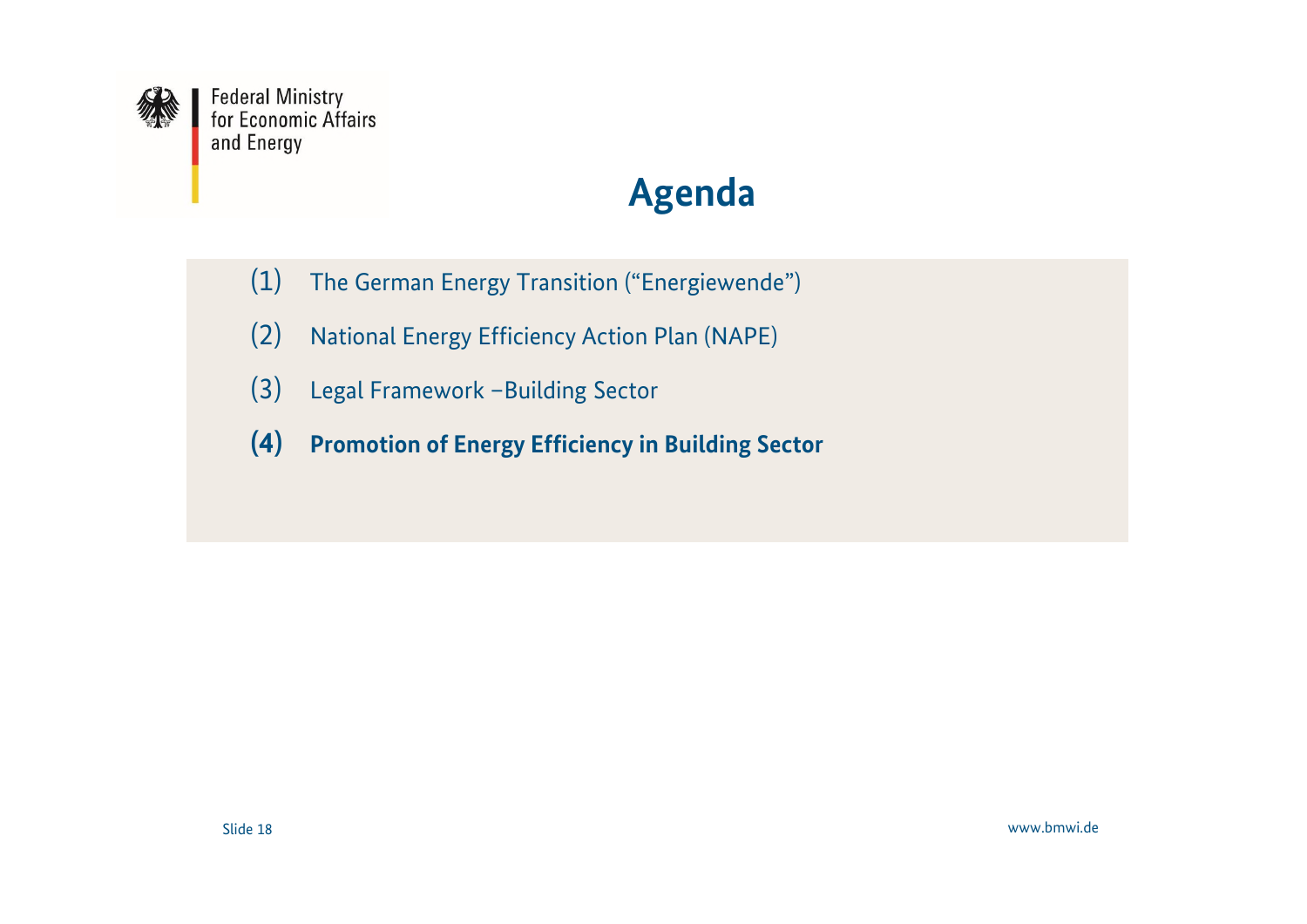# Agenda

(1) The German Energy Transition (“Energiewende”)

(2) National Energy Efficiency Action Plan (NAPE)

(3) Legal Framework –Building Sector

**(4) Promotion of Energy Efficiency in Building Sector**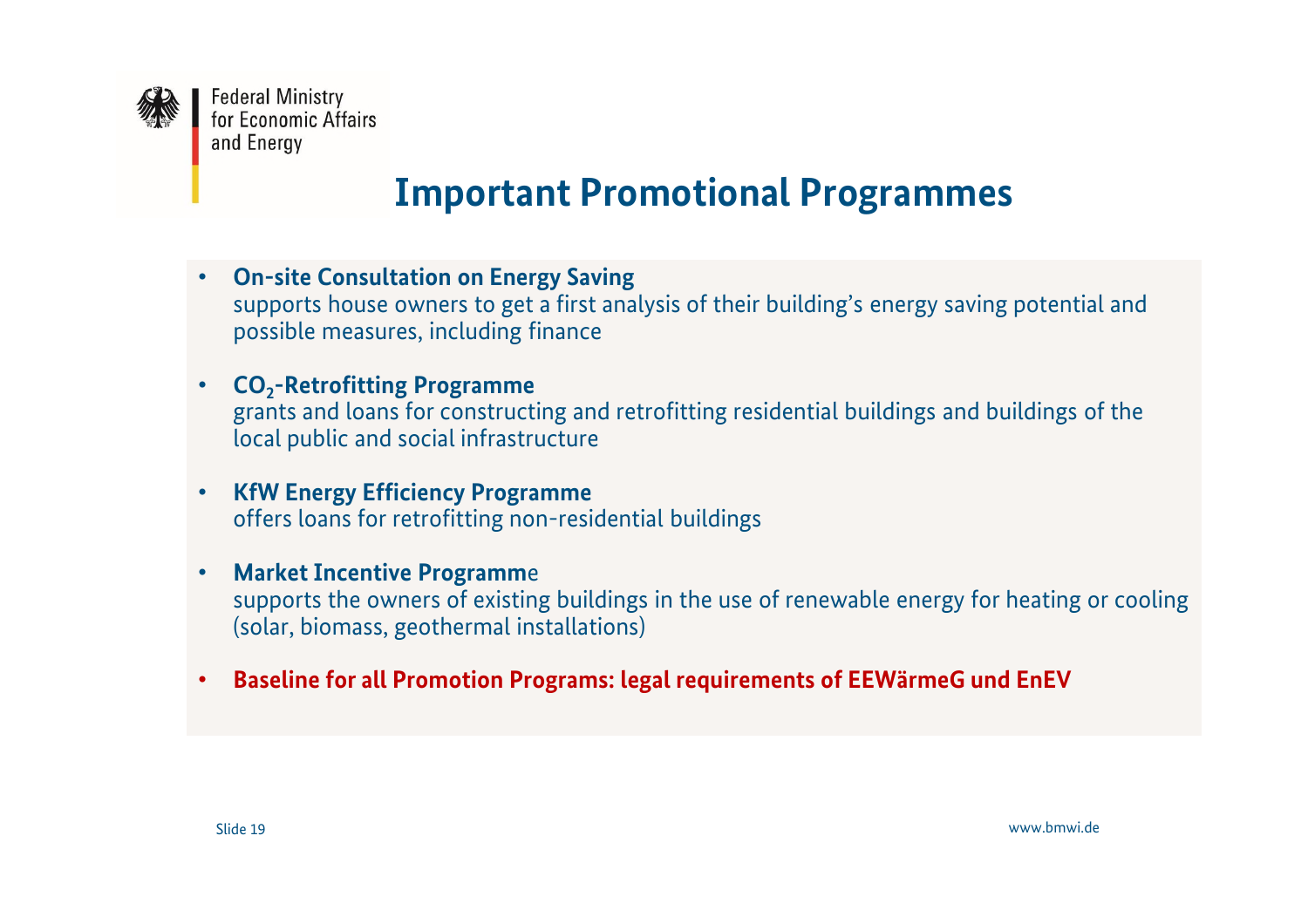# Important Promotional Programmes

- **On-site Consultation on Energy Saving**
  supports house owners to get a first analysis of their building's energy saving potential and possible measures, including finance

- **$CO_2$-Retrofitting Programme**
  grants and loans for constructing and retrofitting residential buildings and buildings of the local public and social infrastructure

- **KfW Energy Efficiency Programme**
  offers loans for retrofitting non-residential buildings

- **Market Incentive Programm**e
  supports the owners of existing buildings in the use of renewable energy for heating or cooling (solar, biomass, geothermal installations)

- **Baseline for all Promotion Programs: legal requirements of EEWärmeG und EnEV**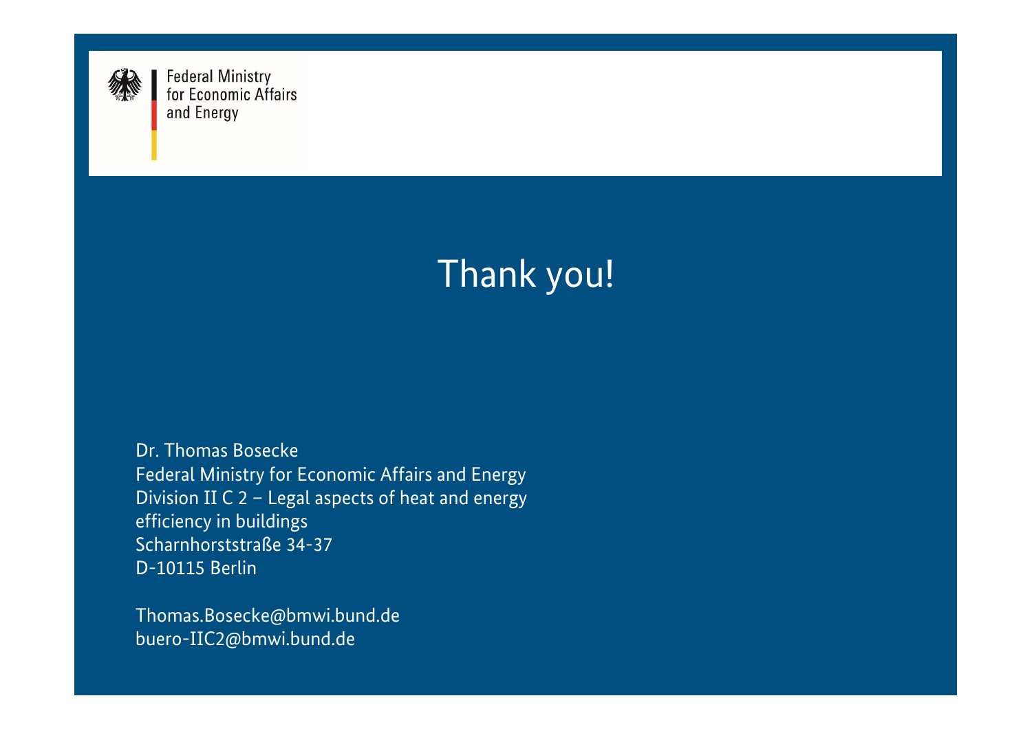Federal Ministry
for Economic Affairs
and Energy

# Thank you!

Dr. Thomas Bosecke
Federal Ministry for Economic Affairs and Energy
Division II C 2 – Legal aspects of heat and energy efficiency in buildings
Scharnhorststraße 34-37
D-10115 Berlin

Thomas.Bosecke@bmwi.bund.de
buero-IIC2@bmwi.bund.de